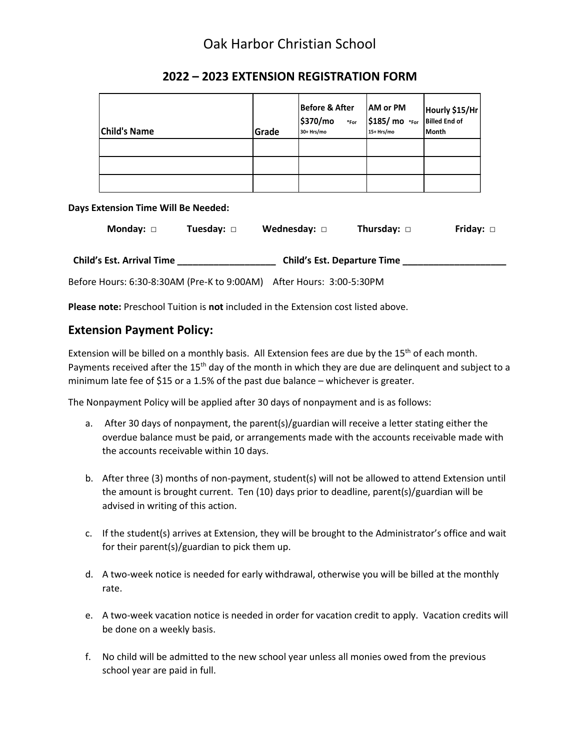# Oak Harbor Christian School

## 2022 – 2023 EXTENSION REGISTRATION FORM

| Child's Name | Grade | Before & After $370/mo *For 30+ Hrs/mo | AM or PM $185/ mo *For 15+ Hrs/mo | Hourly $15/Hr Billed End of Month |
|---|---|---|---|---|
| | | | | |
| | | | | |
| | | | | |

**Days Extension Time Will Be Needed:**

**Monday:** □ **Tuesday:** □ **Wednesday:** □ **Thursday:** □ **Friday:** □

**Child's Est. Arrival Time ___________________ Child's Est. Departure Time ____________________**

Before Hours: 6:30-8:30AM (Pre-K to 9:00AM) After Hours: 3:00-5:30PM

**Please note:** Preschool Tuition is **not** included in the Extension cost listed above.

## Extension Payment Policy:

Extension will be billed on a monthly basis. All Extension fees are due by the 15th of each month. Payments received after the 15th day of the month in which they are due are delinquent and subject to a minimum late fee of $15 or a 1.5% of the past due balance – whichever is greater.

The Nonpayment Policy will be applied after 30 days of nonpayment and is as follows:

a. After 30 days of nonpayment, the parent(s)/guardian will receive a letter stating either the overdue balance must be paid, or arrangements made with the accounts receivable made with the accounts receivable within 10 days.

b. After three (3) months of non-payment, student(s) will not be allowed to attend Extension until the amount is brought current. Ten (10) days prior to deadline, parent(s)/guardian will be advised in writing of this action.

c. If the student(s) arrives at Extension, they will be brought to the Administrator's office and wait for their parent(s)/guardian to pick them up.

d. A two-week notice is needed for early withdrawal, otherwise you will be billed at the monthly rate.

e. A two-week vacation notice is needed in order for vacation credit to apply. Vacation credits will be done on a weekly basis.

f. No child will be admitted to the new school year unless all monies owed from the previous school year are paid in full.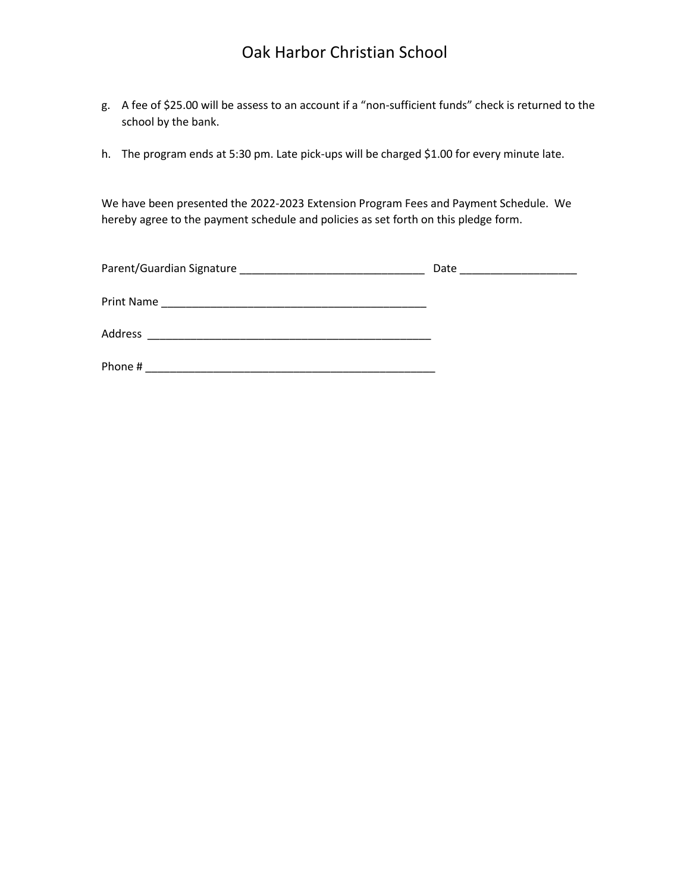g. A fee of $25.00 will be assess to an account if a "non-sufficient funds" check is returned to the school by the bank.

h. The program ends at 5:30 pm. Late pick-ups will be charged $1.00 for every minute late.

We have been presented the 2022-2023 Extension Program Fees and Payment Schedule. We hereby agree to the payment schedule and policies as set forth on this pledge form.

Parent/Guardian Signature ______________________________ Date __________________

Print Name ___________________________________________

Address ______________________________________________

Phone # ______________________________________________